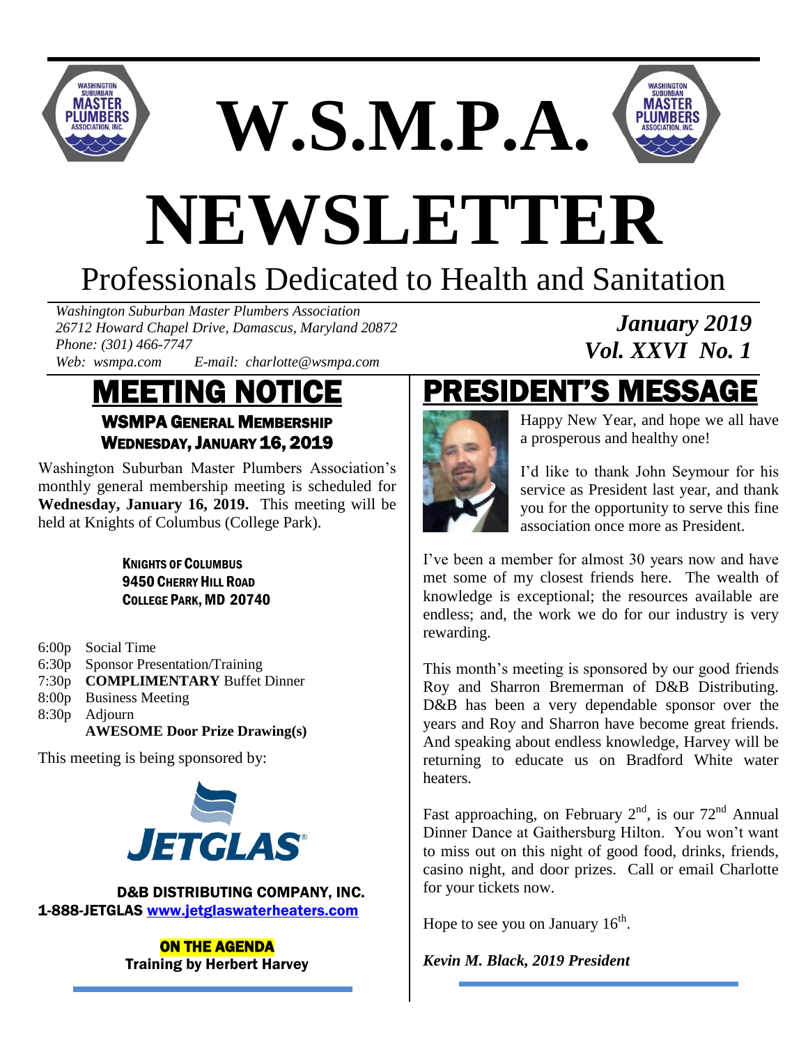# W.S.M.P.A.

# NEWSLETTER

## Professionals Dedicated to Health and Sanitation

*Washington Suburban Master Plumbers Association*
*26712 Howard Chapel Drive, Damascus, Maryland 20872*
*Phone: (301) 466-7747*
*Web: wsmpa.com E-mail: charlotte@wsmpa.com*

***January 2019***
***Vol. XXVI No. 1***

## MEETING NOTICE

### WSMPA GENERAL MEMBERSHIP
### WEDNESDAY, JANUARY 16, 2019

Washington Suburban Master Plumbers Association's monthly general membership meeting is scheduled for **Wednesday, January 16, 2019.** This meeting will be held at Knights of Columbus (College Park).

**KNIGHTS OF COLUMBUS**
**9450 CHERRY HILL ROAD**
**COLLEGE PARK, MD 20740**

- 6:00p Social Time
- 6:30p Sponsor Presentation/Training
- 7:30p **COMPLIMENTARY** Buffet Dinner
- 8:00p Business Meeting
- 8:30p Adjourn
  **AWESOME Door Prize Drawing(s)**

This meeting is being sponsored by:

JETGLAS®

**D&B DISTRIBUTING COMPANY, INC.**
**1-888-JETGLAS www.jetglaswaterheaters.com**

**ON THE AGENDA**
**Training by Herbert Harvey**

## PRESIDENT'S MESSAGE

Happy New Year, and hope we all have a prosperous and healthy one!

I'd like to thank John Seymour for his service as President last year, and thank you for the opportunity to serve this fine association once more as President.

I've been a member for almost 30 years now and have met some of my closest friends here. The wealth of knowledge is exceptional; the resources available are endless; and, the work we do for our industry is very rewarding.

This month's meeting is sponsored by our good friends Roy and Sharron Bremerman of D&B Distributing. D&B has been a very dependable sponsor over the years and Roy and Sharron have become great friends. And speaking about endless knowledge, Harvey will be returning to educate us on Bradford White water heaters.

Fast approaching, on February 2nd, is our 72nd Annual Dinner Dance at Gaithersburg Hilton. You won't want to miss out on this night of good food, drinks, friends, casino night, and door prizes. Call or email Charlotte for your tickets now.

Hope to see you on January 16th.

***Kevin M. Black, 2019 President***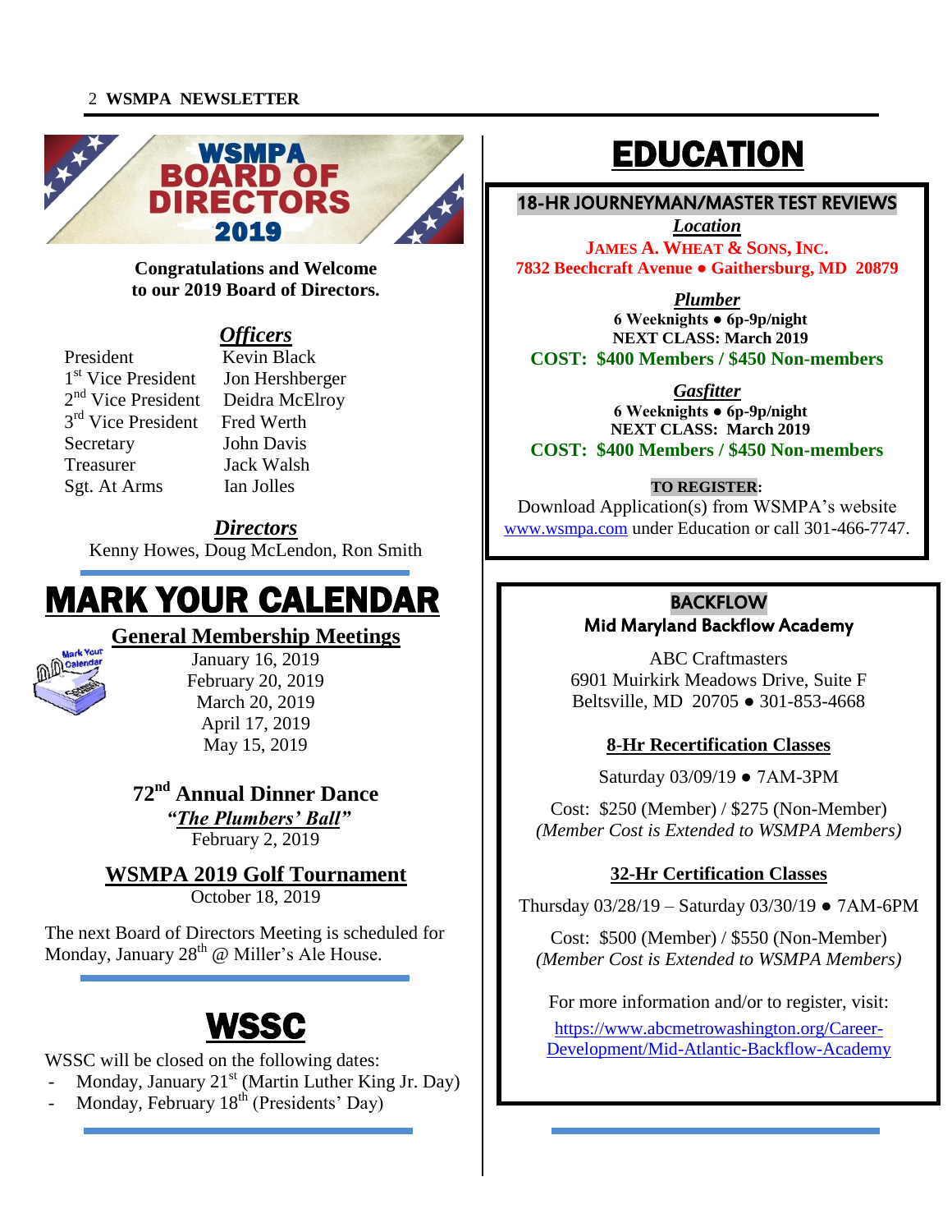## WSMPA BOARD OF DIRECTORS 2019

**Congratulations and Welcome to our 2019 Board of Directors.**

### *Officers*

| | |
|---|---|
| President | Kevin Black |
| 1st Vice President | Jon Hershberger |
| 2nd Vice President | Deidra McElroy |
| 3rd Vice President | Fred Werth |
| Secretary | John Davis |
| Treasurer | Jack Walsh |
| Sgt. At Arms | Ian Jolles |

### *Directors*

Kenny Howes, Doug McLendon, Ron Smith

# MARK YOUR CALENDAR

**General Membership Meetings**

January 16, 2019
February 20, 2019
March 20, 2019
April 17, 2019
May 15, 2019

**72nd Annual Dinner Dance**
***"The Plumbers' Ball"***
February 2, 2019

**WSMPA 2019 Golf Tournament**
October 18, 2019

The next Board of Directors Meeting is scheduled for Monday, January 28th @ Miller's Ale House.

# WSSC

WSSC will be closed on the following dates:

- Monday, January 21st (Martin Luther King Jr. Day)
- Monday, February 18th (Presidents' Day)

# EDUCATION

## 18-HR JOURNEYMAN/MASTER TEST REVIEWS

***Location***
**JAMES A. WHEAT & SONS, INC.**
**7832 Beechcraft Avenue ● Gaithersburg, MD 20879**

***Plumber***
**6 Weeknights ● 6p-9p/night**
**NEXT CLASS: March 2019**
**COST: $400 Members / $450 Non-members**

***Gasfitter***
**6 Weeknights ● 6p-9p/night**
**NEXT CLASS: March 2019**
**COST: $400 Members / $450 Non-members**

**TO REGISTER:**
Download Application(s) from WSMPA's website www.wsmpa.com under Education or call 301-466-7747.

## BACKFLOW
**Mid Maryland Backflow Academy**

ABC Craftmasters
6901 Muirkirk Meadows Drive, Suite F
Beltsville, MD 20705 ● 301-853-4668

**8-Hr Recertification Classes**

Saturday 03/09/19 ● 7AM-3PM

Cost: $250 (Member) / $275 (Non-Member)
*(Member Cost is Extended to WSMPA Members)*

**32-Hr Certification Classes**

Thursday 03/28/19 – Saturday 03/30/19 ● 7AM-6PM

Cost: $500 (Member) / $550 (Non-Member)
*(Member Cost is Extended to WSMPA Members)*

For more information and/or to register, visit:
https://www.abcmetrowashington.org/Career-Development/Mid-Atlantic-Backflow-Academy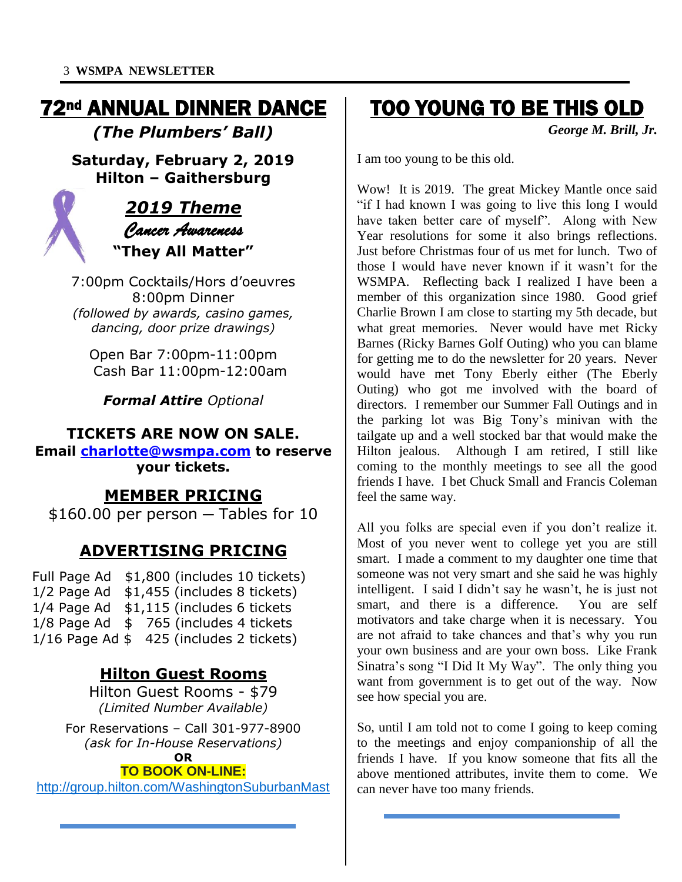# 72nd ANNUAL DINNER DANCE

***(The Plumbers' Ball)***

**Saturday, February 2, 2019**
**Hilton – Gaithersburg**

## *2019 Theme*

*Cancer Awareness*

**"They All Matter"**

7:00pm Cocktails/Hors d'oeuvres
8:00pm Dinner
*(followed by awards, casino games, dancing, door prize drawings)*

Open Bar 7:00pm-11:00pm
Cash Bar 11:00pm-12:00am

***Formal Attire*** *Optional*

**TICKETS ARE NOW ON SALE.**
**Email charlotte@wsmpa.com to reserve your tickets.**

## MEMBER PRICING

$160.00 per person — Tables for 10

## ADVERTISING PRICING

| | |
|---|---|
| Full Page Ad | $1,800 (includes 10 tickets) |
| 1/2 Page Ad | $1,455 (includes 8 tickets) |
| 1/4 Page Ad | $1,115 (includes 6 tickets |
| 1/8 Page Ad | $ 765 (includes 4 tickets |
| 1/16 Page Ad | $ 425 (includes 2 tickets) |

## Hilton Guest Rooms

Hilton Guest Rooms - $79
*(Limited Number Available)*

For Reservations – Call 301-977-8900
*(ask for In-House Reservations)*

**OR**

**TO BOOK ON-LINE:**

http://group.hilton.com/WashingtonSuburbanMast

# TOO YOUNG TO BE THIS OLD

***George M. Brill, Jr.***

I am too young to be this old.

Wow! It is 2019. The great Mickey Mantle once said "if I had known I was going to live this long I would have taken better care of myself". Along with New Year resolutions for some it also brings reflections. Just before Christmas four of us met for lunch. Two of those I would have never known if it wasn't for the WSMPA. Reflecting back I realized I have been a member of this organization since 1980. Good grief Charlie Brown I am close to starting my 5th decade, but what great memories. Never would have met Ricky Barnes (Ricky Barnes Golf Outing) who you can blame for getting me to do the newsletter for 20 years. Never would have met Tony Eberly either (The Eberly Outing) who got me involved with the board of directors. I remember our Summer Fall Outings and in the parking lot was Big Tony's minivan with the tailgate up and a well stocked bar that would make the Hilton jealous. Although I am retired, I still like coming to the monthly meetings to see all the good friends I have. I bet Chuck Small and Francis Coleman feel the same way.

All you folks are special even if you don't realize it. Most of you never went to college yet you are still smart. I made a comment to my daughter one time that someone was not very smart and she said he was highly intelligent. I said I didn't say he wasn't, he is just not smart, and there is a difference. You are self motivators and take charge when it is necessary. You are not afraid to take chances and that's why you run your own business and are your own boss. Like Frank Sinatra's song "I Did It My Way". The only thing you want from government is to get out of the way. Now see how special you are.

So, until I am told not to come I going to keep coming to the meetings and enjoy companionship of all the friends I have. If you know someone that fits all the above mentioned attributes, invite them to come. We can never have too many friends.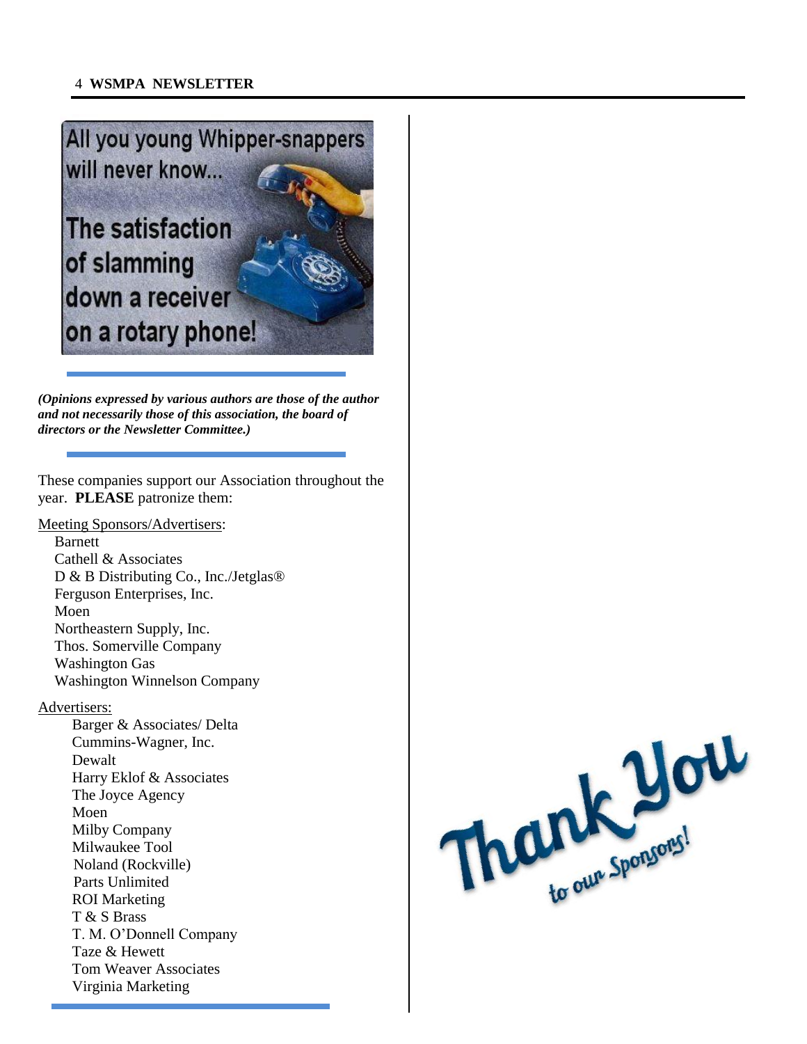All you young Whipper-snappers will never know...

The satisfaction of slamming down a receiver on a rotary phone!

***(Opinions expressed by various authors are those of the author and not necessarily those of this association, the board of directors or the Newsletter Committee.)***

These companies support our Association throughout the year. **PLEASE** patronize them:

Meeting Sponsors/Advertisers:

- Barnett
- Cathell & Associates
- D & B Distributing Co., Inc./Jetglas®
- Ferguson Enterprises, Inc.
- Moen
- Northeastern Supply, Inc.
- Thos. Somerville Company
- Washington Gas
- Washington Winnelson Company

Advertisers:

- Barger & Associates/ Delta
- Cummins-Wagner, Inc.
- Dewalt
- Harry Eklof & Associates
- The Joyce Agency
- Moen
- Milby Company
- Milwaukee Tool
- Noland (Rockville)
- Parts Unlimited
- ROI Marketing
- T & S Brass
- T. M. O'Donnell Company
- Taze & Hewett
- Tom Weaver Associates
- Virginia Marketing

Thank You to our Sponsors!